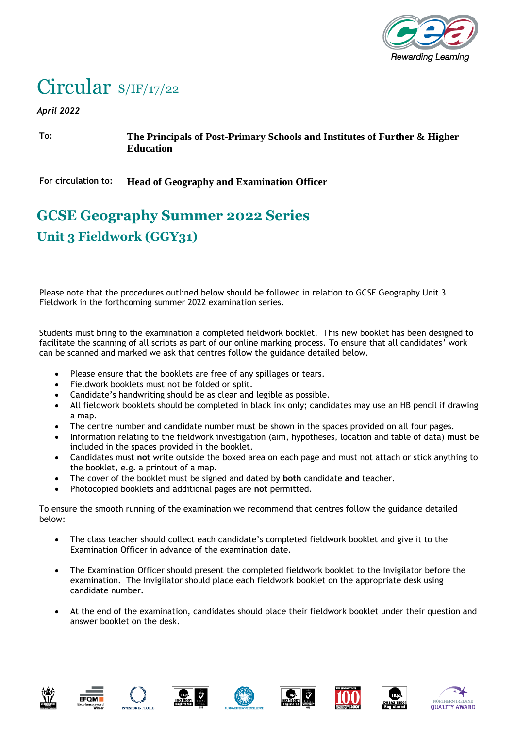# Circular S/IF/17/22

*April 2022*

| | |
|---|---|
| **To:** | **The Principals of Post-Primary Schools and Institutes of Further & Higher Education** |
| **For circulation to:** | **Head of Geography and Examination Officer** |

## GCSE Geography Summer 2022 Series

## Unit 3 Fieldwork (GGY31)

Please note that the procedures outlined below should be followed in relation to GCSE Geography Unit 3 Fieldwork in the forthcoming summer 2022 examination series.

Students must bring to the examination a completed fieldwork booklet. This new booklet has been designed to facilitate the scanning of all scripts as part of our online marking process. To ensure that all candidates' work can be scanned and marked we ask that centres follow the guidance detailed below.

- Please ensure that the booklets are free of any spillages or tears.
- Fieldwork booklets must not be folded or split.
- Candidate's handwriting should be as clear and legible as possible.
- All fieldwork booklets should be completed in black ink only; candidates may use an HB pencil if drawing a map.
- The centre number and candidate number must be shown in the spaces provided on all four pages.
- Information relating to the fieldwork investigation (aim, hypotheses, location and table of data) **must** be included in the spaces provided in the booklet.
- Candidates must **not** write outside the boxed area on each page and must not attach or stick anything to the booklet, e.g. a printout of a map.
- The cover of the booklet must be signed and dated by **both** candidate **and** teacher.
- Photocopied booklets and additional pages are **not** permitted.

To ensure the smooth running of the examination we recommend that centres follow the guidance detailed below:

- The class teacher should collect each candidate's completed fieldwork booklet and give it to the Examination Officer in advance of the examination date.
- The Examination Officer should present the completed fieldwork booklet to the Invigilator before the examination. The Invigilator should place each fieldwork booklet on the appropriate desk using candidate number.
- At the end of the examination, candidates should place their fieldwork booklet under their question and answer booklet on the desk.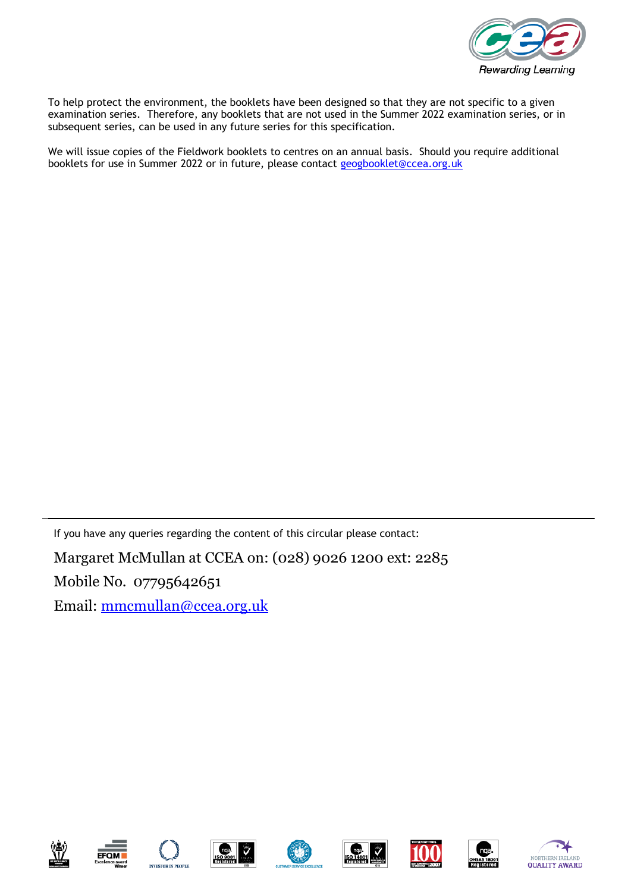To help protect the environment, the booklets have been designed so that they are not specific to a given examination series. Therefore, any booklets that are not used in the Summer 2022 examination series, or in subsequent series, can be used in any future series for this specification.

We will issue copies of the Fieldwork booklets to centres on an annual basis. Should you require additional booklets for use in Summer 2022 or in future, please contact geogbooklet@ccea.org.uk

---

If you have any queries regarding the content of this circular please contact:

Margaret McMullan at CCEA on: (028) 9026 1200 ext: 2285

Mobile No. 07795642651

Email: mmcmullan@ccea.org.uk